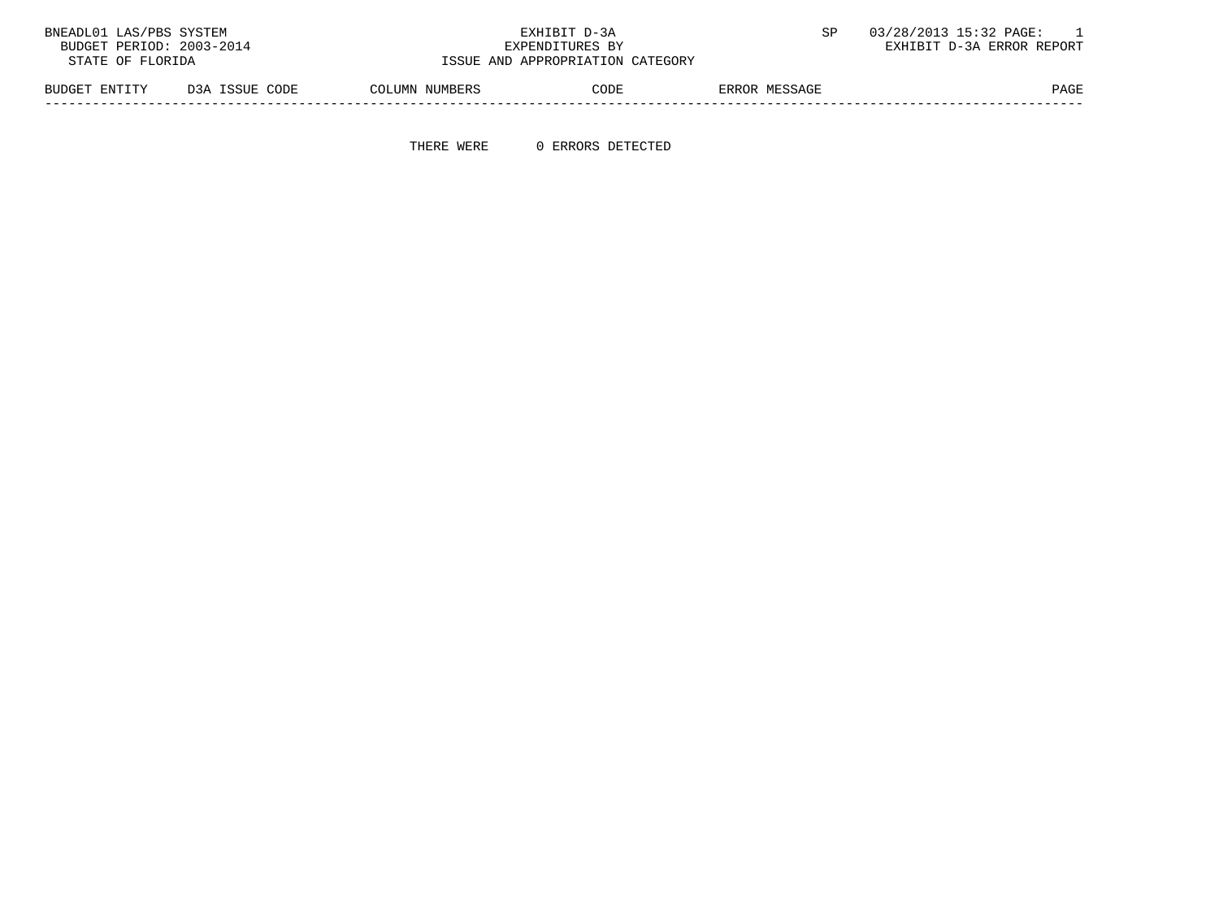BNEADL01 LAS/PBS SYSTEM  EXHIBIT D-3A  SP  03/28/2013 15:32 PAGE: 1
BUDGET PERIOD: 2003-2014  EXPENDITURES BY  EXHIBIT D-3A ERROR REPORT
STATE OF FLORIDA  ISSUE AND APPROPRIATION CATEGORY

| BUDGET ENTITY | D3A ISSUE CODE | COLUMN NUMBERS | CODE | ERROR MESSAGE | PAGE |
|---|---|---|---|---|---|

THERE WERE 0 ERRORS DETECTED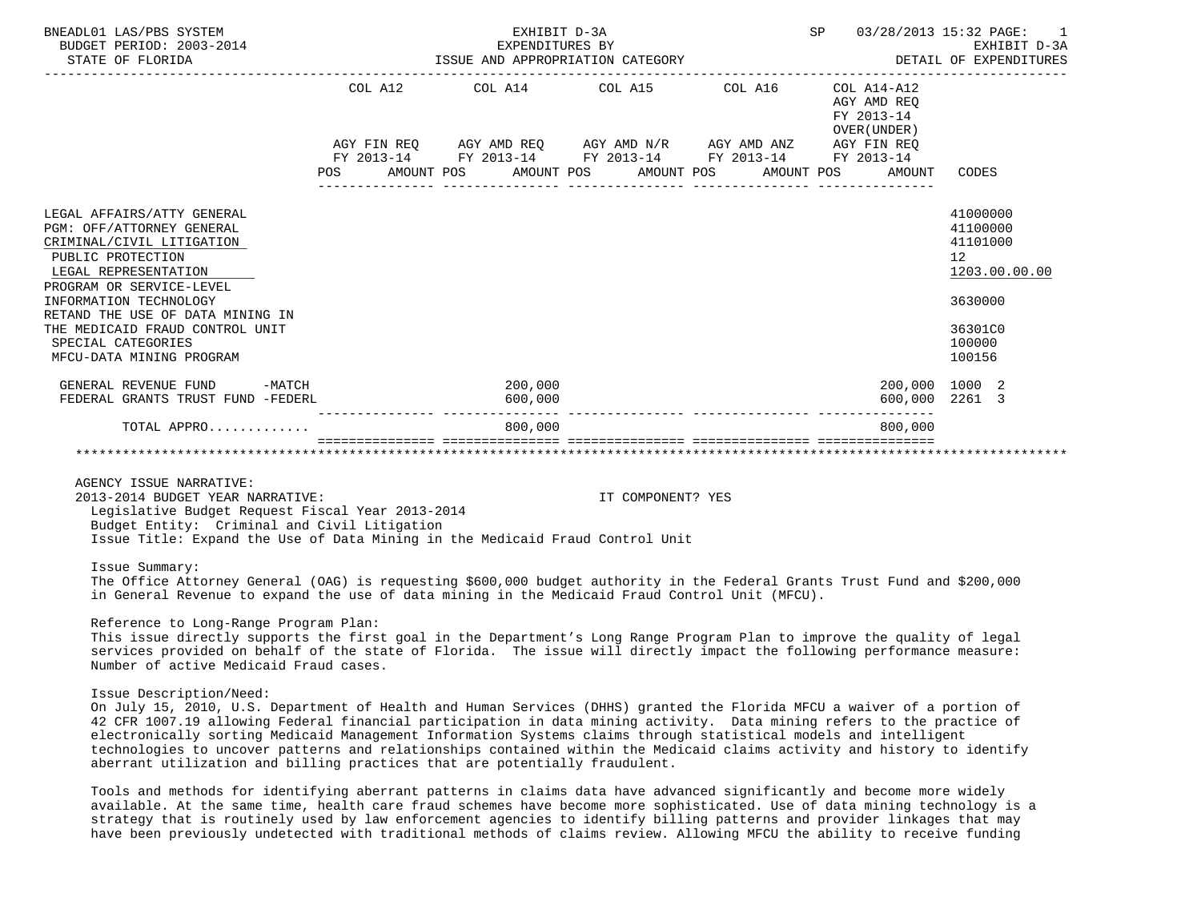BNEADL01 LAS/PBS SYSTEM | EXHIBIT D-3A | SP 03/28/2013 15:32 PAGE: 1
BUDGET PERIOD: 2003-2014 | EXPENDITURES BY | EXHIBIT D-3A
STATE OF FLORIDA | ISSUE AND APPROPRIATION CATEGORY | DETAIL OF EXPENDITURES

| | COL A12 AGY FIN REQ FY 2013-14 POS AMOUNT | COL A14 AGY AMD REQ FY 2013-14 POS AMOUNT | COL A15 AGY AMD N/R FY 2013-14 POS AMOUNT | COL A16 AGY AMD ANZ FY 2013-14 POS AMOUNT | COL A14-A12 AGY AMD REQ FY 2013-14 OVER(UNDER) AGY FIN REQ FY 2013-14 POS AMOUNT | CODES |
|---|---|---|---|---|---|---|
| LEGAL AFFAIRS/ATTY GENERAL | | | | | | 41000000 |
| PGM: OFF/ATTORNEY GENERAL | | | | | | 41100000 |
| CRIMINAL/CIVIL LITIGATION | | | | | | 41101000 |
| PUBLIC PROTECTION | | | | | | 12 |
| LEGAL REPRESENTATION | | | | | | 1203.00.00.00 |
| PROGRAM OR SERVICE-LEVEL | | | | | | |
| INFORMATION TECHNOLOGY | | | | | | 3630000 |
| RETAND THE USE OF DATA MINING IN THE MEDICAID FRAUD CONTROL UNIT | | | | | | 36301C0 |
| SPECIAL CATEGORIES | | | | | | 100000 |
| MFCU-DATA MINING PROGRAM | | | | | | 100156 |
| GENERAL REVENUE FUND -MATCH | | 200,000 | | | 200,000 | 1000 2 |
| FEDERAL GRANTS TRUST FUND -FEDERL | | 600,000 | | | 600,000 | 2261 3 |
| TOTAL APPRO............ | | 800,000 | | | 800,000 | |

AGENCY ISSUE NARRATIVE:

2013-2014 BUDGET YEAR NARRATIVE: IT COMPONENT? YES

Legislative Budget Request Fiscal Year 2013-2014
Budget Entity: Criminal and Civil Litigation
Issue Title: Expand the Use of Data Mining in the Medicaid Fraud Control Unit

Issue Summary:
The Office Attorney General (OAG) is requesting $600,000 budget authority in the Federal Grants Trust Fund and $200,000 in General Revenue to expand the use of data mining in the Medicaid Fraud Control Unit (MFCU).

Reference to Long-Range Program Plan:
This issue directly supports the first goal in the Department's Long Range Program Plan to improve the quality of legal services provided on behalf of the state of Florida. The issue will directly impact the following performance measure: Number of active Medicaid Fraud cases.

Issue Description/Need:
On July 15, 2010, U.S. Department of Health and Human Services (DHHS) granted the Florida MFCU a waiver of a portion of 42 CFR 1007.19 allowing Federal financial participation in data mining activity. Data mining refers to the practice of electronically sorting Medicaid Management Information Systems claims through statistical models and intelligent technologies to uncover patterns and relationships contained within the Medicaid claims activity and history to identify aberrant utilization and billing practices that are potentially fraudulent.

Tools and methods for identifying aberrant patterns in claims data have advanced significantly and become more widely available. At the same time, health care fraud schemes have become more sophisticated. Use of data mining technology is a strategy that is routinely used by law enforcement agencies to identify billing patterns and provider linkages that may have been previously undetected with traditional methods of claims review. Allowing MFCU the ability to receive funding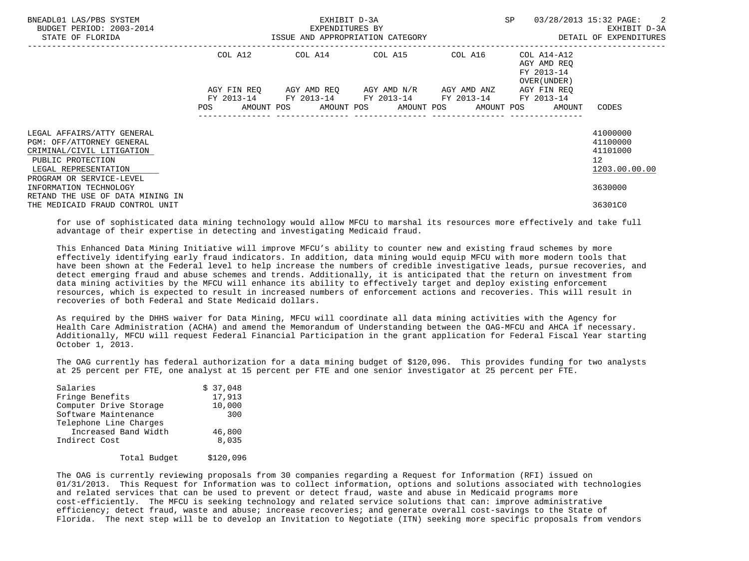| | COL A12 | COL A14 | COL A15 | COL A16 | COL A14-A12 AGY AMD REQ FY 2013-14 OVER(UNDER) | |
|---|---|---|---|---|---|---|
| | AGY FIN REQ FY 2013-14 | AGY AMD REQ FY 2013-14 | AGY AMD N/R FY 2013-14 | AGY AMD ANZ FY 2013-14 | AGY FIN REQ FY 2013-14 | |
| | POS AMOUNT | POS AMOUNT | POS AMOUNT | POS AMOUNT | POS AMOUNT | CODES |
| LEGAL AFFAIRS/ATTY GENERAL | | | | | | 41000000 |
| PGM: OFF/ATTORNEY GENERAL | | | | | | 41100000 |
| CRIMINAL/CIVIL LITIGATION | | | | | | 41101000 |
| PUBLIC PROTECTION | | | | | | 12 |
| LEGAL REPRESENTATION | | | | | | 1203.00.00.00 |
| PROGRAM OR SERVICE-LEVEL INFORMATION TECHNOLOGY | | | | | | 3630000 |
| RETAND THE USE OF DATA MINING IN THE MEDICAID FRAUD CONTROL UNIT | | | | | | 36301C0 |

for use of sophisticated data mining technology would allow MFCU to marshal its resources more effectively and take full advantage of their expertise in detecting and investigating Medicaid fraud.

This Enhanced Data Mining Initiative will improve MFCU's ability to counter new and existing fraud schemes by more effectively identifying early fraud indicators. In addition, data mining would equip MFCU with more modern tools that have been shown at the Federal level to help increase the numbers of credible investigative leads, pursue recoveries, and detect emerging fraud and abuse schemes and trends. Additionally, it is anticipated that the return on investment from data mining activities by the MFCU will enhance its ability to effectively target and deploy existing enforcement resources, which is expected to result in increased numbers of enforcement actions and recoveries. This will result in recoveries of both Federal and State Medicaid dollars.

As required by the DHHS waiver for Data Mining, MFCU will coordinate all data mining activities with the Agency for Health Care Administration (ACHA) and amend the Memorandum of Understanding between the OAG-MFCU and AHCA if necessary. Additionally, MFCU will request Federal Financial Participation in the grant application for Federal Fiscal Year starting October 1, 2013.

The OAG currently has federal authorization for a data mining budget of $120,096. This provides funding for two analysts at 25 percent per FTE, one analyst at 15 percent per FTE and one senior investigator at 25 percent per FTE.

| | |
|---|---|
| Salaries | $ 37,048 |
| Fringe Benefits | 17,913 |
| Computer Drive Storage | 10,000 |
| Software Maintenance | 300 |
| Telephone Line Charges Increased Band Width | 46,800 |
| Indirect Cost | 8,035 |
| Total Budget | $120,096 |

The OAG is currently reviewing proposals from 30 companies regarding a Request for Information (RFI) issued on 01/31/2013. This Request for Information was to collect information, options and solutions associated with technologies and related services that can be used to prevent or detect fraud, waste and abuse in Medicaid programs more cost-efficiently. The MFCU is seeking technology and related service solutions that can: improve administrative efficiency; detect fraud, waste and abuse; increase recoveries; and generate overall cost-savings to the State of Florida. The next step will be to develop an Invitation to Negotiate (ITN) seeking more specific proposals from vendors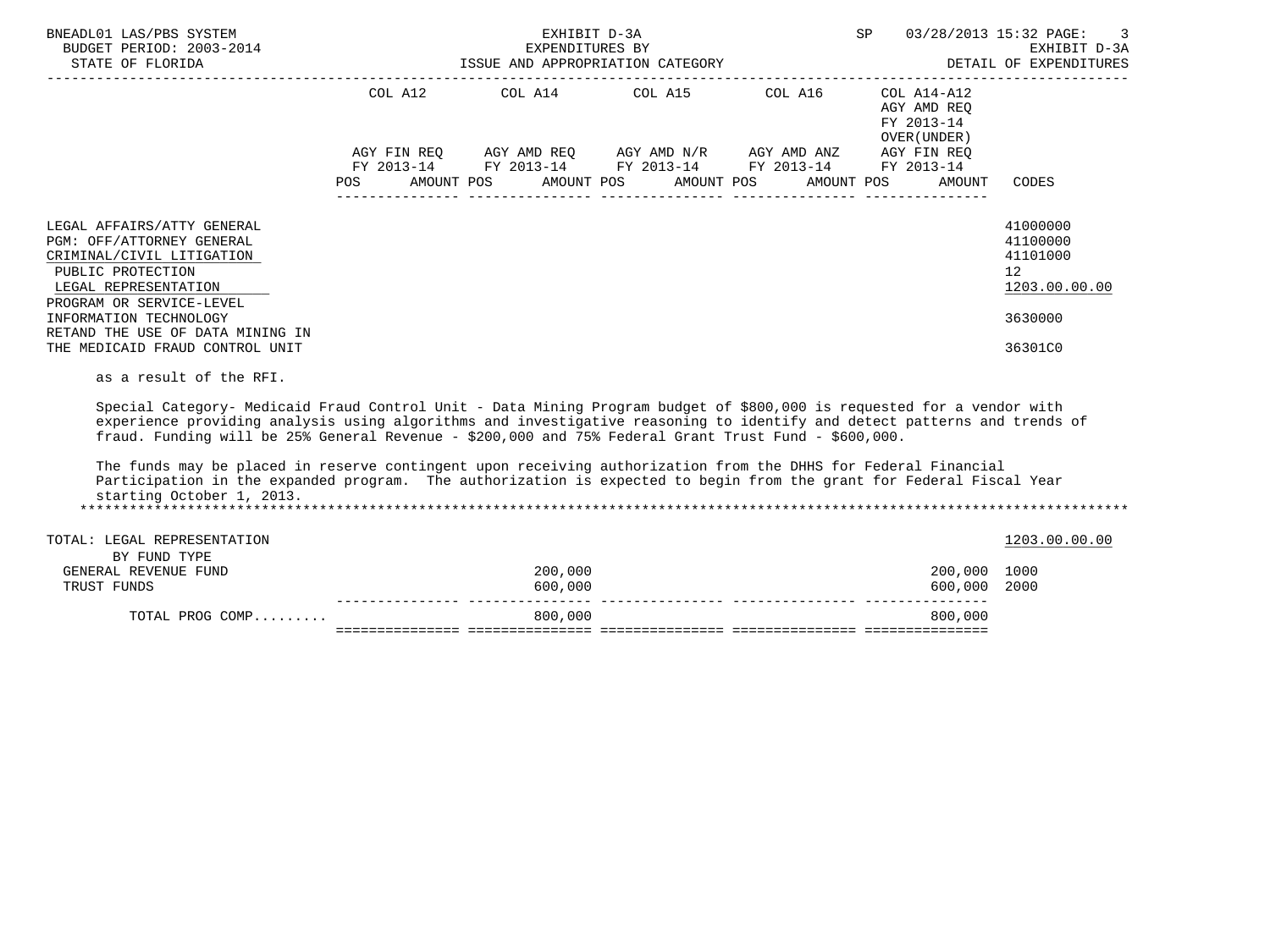BNEADL01 LAS/PBS SYSTEM — EXHIBIT D-3A — EXPENDITURES BY ISSUE AND APPROPRIATION CATEGORY — DETAIL OF EXPENDITURES

BUDGET PERIOD: 2003-2014 — STATE OF FLORIDA

| | COL A12 AGY FIN REQ FY 2013-14 POS AMOUNT | COL A14 AGY AMD REQ FY 2013-14 POS AMOUNT | COL A15 AGY AMD N/R FY 2013-14 POS AMOUNT | COL A16 AGY AMD ANZ FY 2013-14 POS AMOUNT | COL A14-A12 AGY AMD REQ FY 2013-14 OVER(UNDER) AGY FIN REQ FY 2013-14 POS AMOUNT | CODES |
|---|---|---|---|---|---|---|
| LEGAL AFFAIRS/ATTY GENERAL | | | | | | 41000000 |
| PGM: OFF/ATTORNEY GENERAL | | | | | | 41100000 |
| CRIMINAL/CIVIL LITIGATION | | | | | | 41101000 |
| PUBLIC PROTECTION | | | | | | 12 |
| LEGAL REPRESENTATION | | | | | | 1203.00.00.00 |
| PROGRAM OR SERVICE-LEVEL INFORMATION TECHNOLOGY | | | | | | 3630000 |
| RETAND THE USE OF DATA MINING IN THE MEDICAID FRAUD CONTROL UNIT | | | | | | 36301C0 |

as a result of the RFI.

Special Category- Medicaid Fraud Control Unit - Data Mining Program budget of $800,000 is requested for a vendor with experience providing analysis using algorithms and investigative reasoning to identify and detect patterns and trends of fraud. Funding will be 25% General Revenue - $200,000 and 75% Federal Grant Trust Fund - $600,000.

The funds may be placed in reserve contingent upon receiving authorization from the DHHS for Federal Financial Participation in the expanded program. The authorization is expected to begin from the grant for Federal Fiscal Year starting October 1, 2013.

*******************************************************************************************************************************

| TOTAL: LEGAL REPRESENTATION | COL A12 | COL A14 | COL A15 | COL A16 | COL A14-A12 | 1203.00.00.00 |
|---|---|---|---|---|---|---|
| BY FUND TYPE | | | | | | |
| GENERAL REVENUE FUND | | 200,000 | | | 200,000 | 1000 |
| TRUST FUNDS | | 600,000 | | | 600,000 | 2000 |
| TOTAL PROG COMP......... | | 800,000 | | | 800,000 | |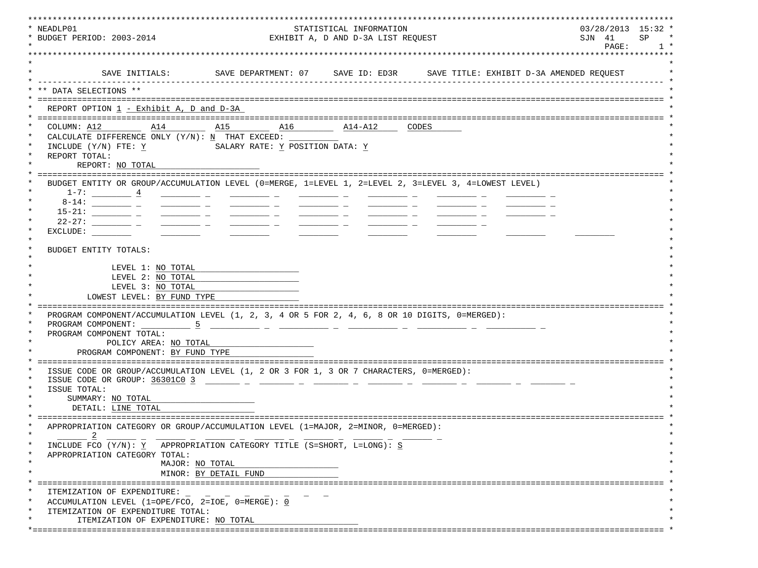```
NEADLP01                                   STATISTICAL INFORMATION                              03/28/2013  15:32
BUDGET PERIOD: 2003-2014              EXHIBIT A, D AND D-3A LIST REQUEST                        SJN  41     SP
                                                                                                PAGE:        1

        SAVE INITIALS:        SAVE DEPARTMENT: 07     SAVE ID: ED3R      SAVE TITLE: EXHIBIT D-3A AMENDED REQUEST

** DATA SELECTIONS **

  REPORT OPTION 1 - Exhibit A, D and D-3A

  COLUMN: A12        A14        A15        A16        A14-A12     CODES
  CALCULATE DIFFERENCE ONLY (Y/N): N  THAT EXCEED:
  INCLUDE (Y/N) FTE: Y             SALARY RATE: Y POSITION DATA: Y
  REPORT TOTAL:
       REPORT: NO TOTAL

  BUDGET ENTITY OR GROUP/ACCUMULATION LEVEL (0=MERGE, 1=LEVEL 1, 2=LEVEL 2, 3=LEVEL 3, 4=LOWEST LEVEL)
     1-7:          4
    8-14:
   15-21:
   22-27:
  EXCLUDE:

  BUDGET ENTITY TOTALS:

              LEVEL 1: NO TOTAL
              LEVEL 2: NO TOTAL
              LEVEL 3: NO TOTAL
         LOWEST LEVEL: BY FUND TYPE

  PROGRAM COMPONENT/ACCUMULATION LEVEL (1, 2, 3, 4 OR 5 FOR 2, 4, 6, 8 OR 10 DIGITS, 0=MERGED):
  PROGRAM COMPONENT:            5
  PROGRAM COMPONENT TOTAL:
             POLICY AREA: NO TOTAL
       PROGRAM COMPONENT: BY FUND TYPE

  ISSUE CODE OR GROUP/ACCUMULATION LEVEL (1, 2 OR 3 FOR 1, 3 OR 7 CHARACTERS, 0=MERGED):
  ISSUE CODE OR GROUP: 36301C0 3
  ISSUE TOTAL:
      SUMMARY: NO TOTAL
       DETAIL: LINE TOTAL

  APPROPRIATION CATEGORY OR GROUP/ACCUMULATION LEVEL (1=MAJOR, 2=MINOR, 0=MERGED):
         2
  INCLUDE FCO (Y/N): Y   APPROPRIATION CATEGORY TITLE (S=SHORT, L=LONG): S
  APPROPRIATION CATEGORY TOTAL:
                       MAJOR: NO TOTAL
                       MINOR: BY DETAIL FUND

  ITEMIZATION OF EXPENDITURE:
  ACCUMULATION LEVEL (1=OPE/FCO, 2=IOE, 0=MERGE): 0
  ITEMIZATION OF EXPENDITURE TOTAL:
       ITEMIZATION OF EXPENDITURE: NO TOTAL
```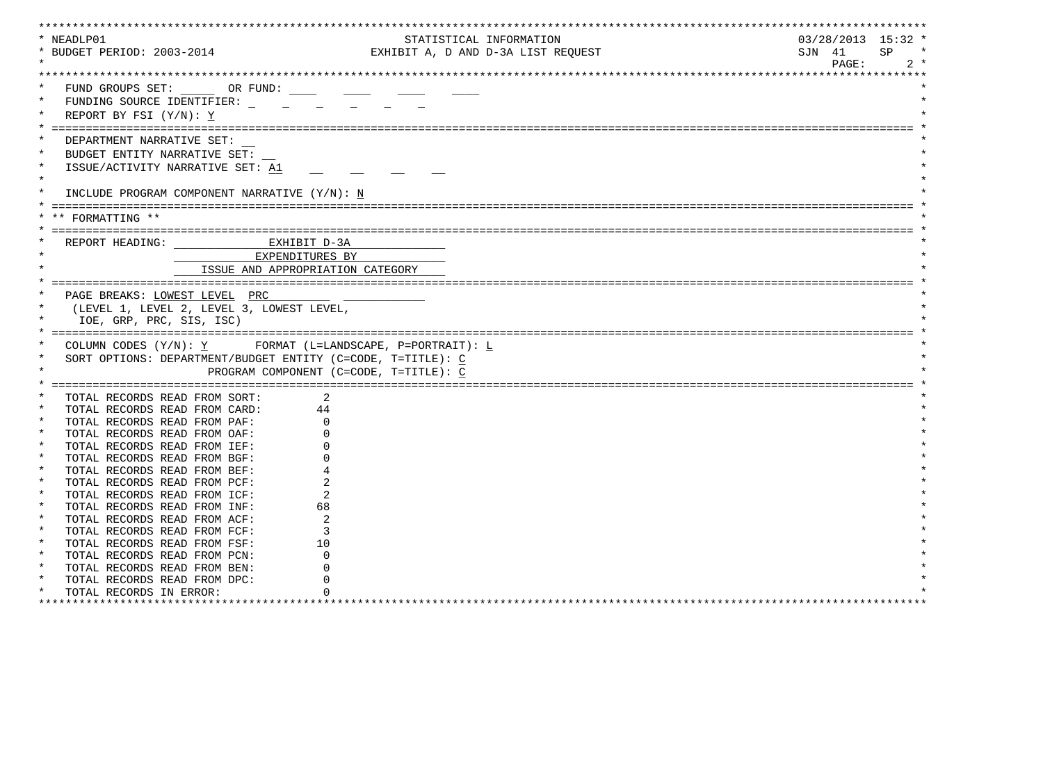NEADLP01 — STATISTICAL INFORMATION — 03/28/2013 15:32

BUDGET PERIOD: 2003-2014 — EXHIBIT A, D AND D-3A LIST REQUEST — SJN 41 SP

FUND GROUPS SET: _____ OR FUND: ____ ____ ____ ____

FUNDING SOURCE IDENTIFIER: _ _ _ _ _ _

REPORT BY FSI (Y/N): Y

---

DEPARTMENT NARRATIVE SET: __

BUDGET ENTITY NARRATIVE SET: __

ISSUE/ACTIVITY NARRATIVE SET: A1 __ __ __ __

INCLUDE PROGRAM COMPONENT NARRATIVE (Y/N): N

---

** FORMATTING **

---

REPORT HEADING: EXHIBIT D-3A
EXPENDITURES BY
ISSUE AND APPROPRIATION CATEGORY

---

PAGE BREAKS: LOWEST LEVEL PRC ____________
(LEVEL 1, LEVEL 2, LEVEL 3, LOWEST LEVEL,
IOE, GRP, PRC, SIS, ISC)

---

COLUMN CODES (Y/N): Y FORMAT (L=LANDSCAPE, P=PORTRAIT): L

SORT OPTIONS: DEPARTMENT/BUDGET ENTITY (C=CODE, T=TITLE): C

PROGRAM COMPONENT (C=CODE, T=TITLE): C

---

| | |
|---|---|
| TOTAL RECORDS READ FROM SORT: | 2 |
| TOTAL RECORDS READ FROM CARD: | 44 |
| TOTAL RECORDS READ FROM PAF: | 0 |
| TOTAL RECORDS READ FROM OAF: | 0 |
| TOTAL RECORDS READ FROM IEF: | 0 |
| TOTAL RECORDS READ FROM BGF: | 0 |
| TOTAL RECORDS READ FROM BEF: | 4 |
| TOTAL RECORDS READ FROM PCF: | 2 |
| TOTAL RECORDS READ FROM ICF: | 2 |
| TOTAL RECORDS READ FROM INF: | 68 |
| TOTAL RECORDS READ FROM ACF: | 2 |
| TOTAL RECORDS READ FROM FCF: | 3 |
| TOTAL RECORDS READ FROM FSF: | 10 |
| TOTAL RECORDS READ FROM PCN: | 0 |
| TOTAL RECORDS READ FROM BEN: | 0 |
| TOTAL RECORDS READ FROM DPC: | 0 |
| TOTAL RECORDS IN ERROR: | 0 |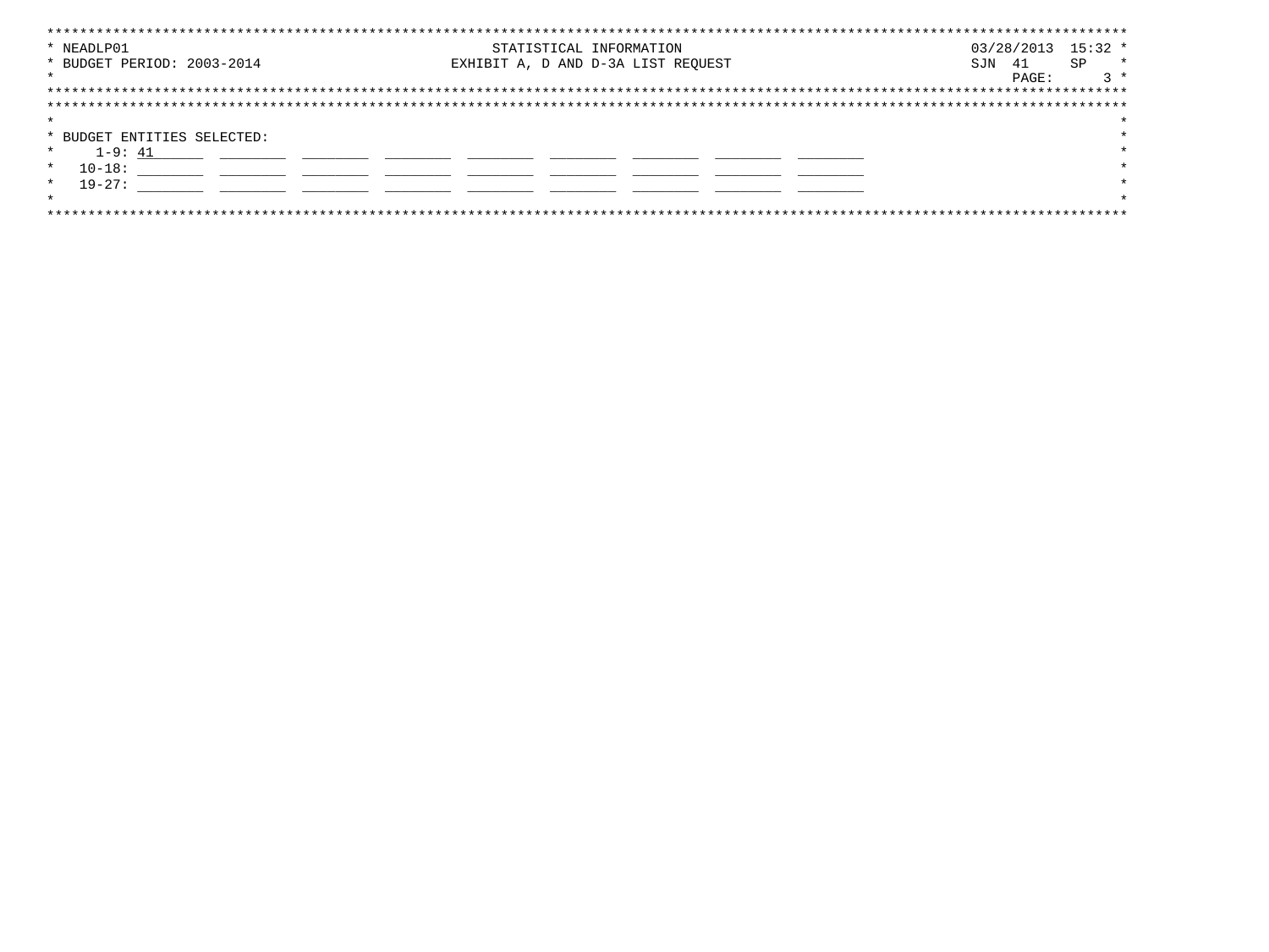```
*********************************************************************************************************************************
* NEADLP01                                       STATISTICAL INFORMATION                                        03/28/2013  15:32 *
* BUDGET PERIOD: 2003-2014                    EXHIBIT A, D AND D-3A LIST REQUEST                                SJN  41     SP    *
*                                                                                                                   PAGE:       3 *
*********************************************************************************************************************************
*********************************************************************************************************************************
*                                                                                                                                 *
* BUDGET ENTITIES SELECTED:                                                                                                       *
*     1-9: 41______  ________  ________  ________  ________  ________  ________  ________  ________                               *
*   10-18: ________  ________  ________  ________  ________  ________  ________  ________  ________                               *
*   19-27: ________  ________  ________  ________  ________  ________  ________  ________  ________                               *
*                                                                                                                                 *
*********************************************************************************************************************************
```